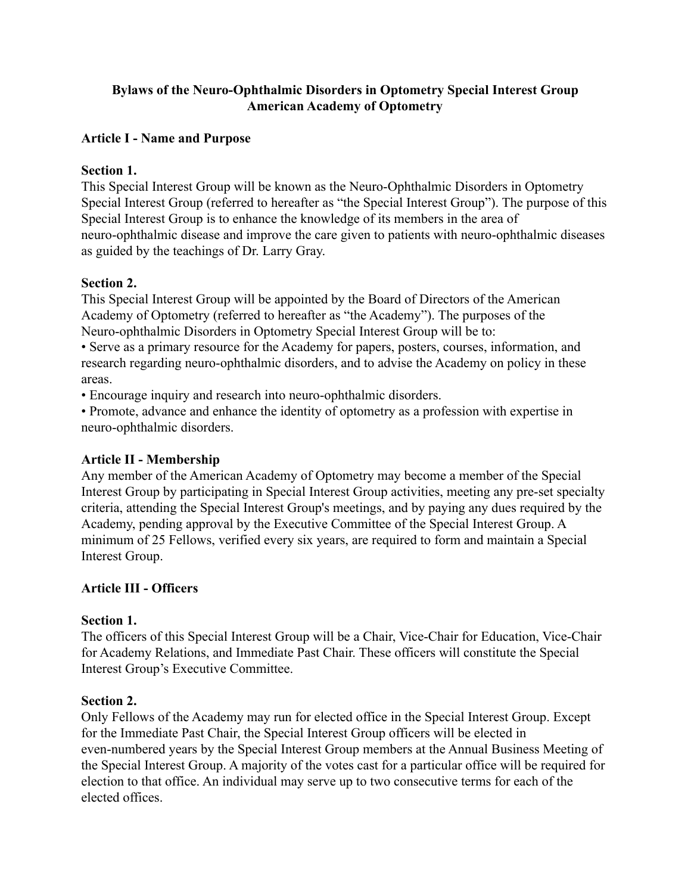# Bylaws of the Neuro-Ophthalmic Disorders in Optometry Special Interest Group
# American Academy of Optometry

## Article I - Name and Purpose

### Section 1.

This Special Interest Group will be known as the Neuro-Ophthalmic Disorders in Optometry Special Interest Group (referred to hereafter as "the Special Interest Group"). The purpose of this Special Interest Group is to enhance the knowledge of its members in the area of neuro-ophthalmic disease and improve the care given to patients with neuro-ophthalmic diseases as guided by the teachings of Dr. Larry Gray.

### Section 2.

This Special Interest Group will be appointed by the Board of Directors of the American Academy of Optometry (referred to hereafter as "the Academy"). The purposes of the Neuro-ophthalmic Disorders in Optometry Special Interest Group will be to:

- Serve as a primary resource for the Academy for papers, posters, courses, information, and research regarding neuro-ophthalmic disorders, and to advise the Academy on policy in these areas.
- Encourage inquiry and research into neuro-ophthalmic disorders.
- Promote, advance and enhance the identity of optometry as a profession with expertise in neuro-ophthalmic disorders.

## Article II - Membership

Any member of the American Academy of Optometry may become a member of the Special Interest Group by participating in Special Interest Group activities, meeting any pre-set specialty criteria, attending the Special Interest Group's meetings, and by paying any dues required by the Academy, pending approval by the Executive Committee of the Special Interest Group. A minimum of 25 Fellows, verified every six years, are required to form and maintain a Special Interest Group.

## Article III - Officers

### Section 1.

The officers of this Special Interest Group will be a Chair, Vice-Chair for Education, Vice-Chair for Academy Relations, and Immediate Past Chair. These officers will constitute the Special Interest Group's Executive Committee.

### Section 2.

Only Fellows of the Academy may run for elected office in the Special Interest Group. Except for the Immediate Past Chair, the Special Interest Group officers will be elected in even-numbered years by the Special Interest Group members at the Annual Business Meeting of the Special Interest Group. A majority of the votes cast for a particular office will be required for election to that office. An individual may serve up to two consecutive terms for each of the elected offices.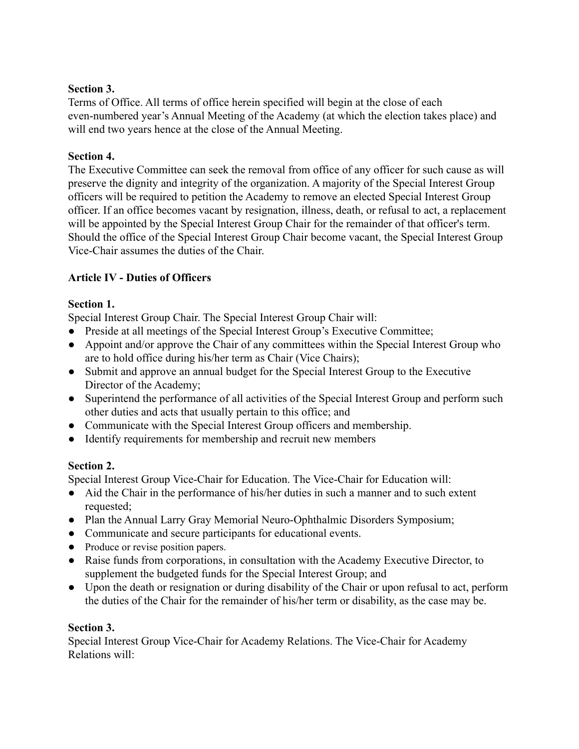**Section 3.**

Terms of Office. All terms of office herein specified will begin at the close of each even-numbered year's Annual Meeting of the Academy (at which the election takes place) and will end two years hence at the close of the Annual Meeting.

**Section 4.**

The Executive Committee can seek the removal from office of any officer for such cause as will preserve the dignity and integrity of the organization. A majority of the Special Interest Group officers will be required to petition the Academy to remove an elected Special Interest Group officer. If an office becomes vacant by resignation, illness, death, or refusal to act, a replacement will be appointed by the Special Interest Group Chair for the remainder of that officer's term. Should the office of the Special Interest Group Chair become vacant, the Special Interest Group Vice-Chair assumes the duties of the Chair.

**Article IV - Duties of Officers**

**Section 1.**

Special Interest Group Chair. The Special Interest Group Chair will:

- Preside at all meetings of the Special Interest Group's Executive Committee;
- Appoint and/or approve the Chair of any committees within the Special Interest Group who are to hold office during his/her term as Chair (Vice Chairs);
- Submit and approve an annual budget for the Special Interest Group to the Executive Director of the Academy;
- Superintend the performance of all activities of the Special Interest Group and perform such other duties and acts that usually pertain to this office; and
- Communicate with the Special Interest Group officers and membership.
- Identify requirements for membership and recruit new members

**Section 2.**

Special Interest Group Vice-Chair for Education. The Vice-Chair for Education will:

- Aid the Chair in the performance of his/her duties in such a manner and to such extent requested;
- Plan the Annual Larry Gray Memorial Neuro-Ophthalmic Disorders Symposium;
- Communicate and secure participants for educational events.
- Produce or revise position papers.
- Raise funds from corporations, in consultation with the Academy Executive Director, to supplement the budgeted funds for the Special Interest Group; and
- Upon the death or resignation or during disability of the Chair or upon refusal to act, perform the duties of the Chair for the remainder of his/her term or disability, as the case may be.

**Section 3.**

Special Interest Group Vice-Chair for Academy Relations. The Vice-Chair for Academy Relations will: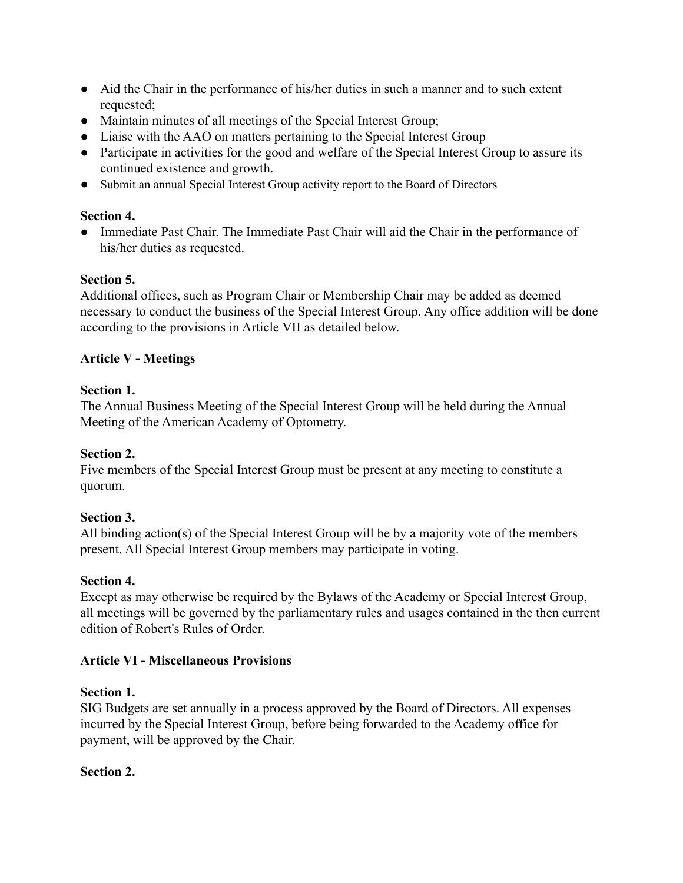- Aid the Chair in the performance of his/her duties in such a manner and to such extent requested;
- Maintain minutes of all meetings of the Special Interest Group;
- Liaise with the AAO on matters pertaining to the Special Interest Group
- Participate in activities for the good and welfare of the Special Interest Group to assure its continued existence and growth.
- Submit an annual Special Interest Group activity report to the Board of Directors

**Section 4.**

- Immediate Past Chair. The Immediate Past Chair will aid the Chair in the performance of his/her duties as requested.

**Section 5.**

Additional offices, such as Program Chair or Membership Chair may be added as deemed necessary to conduct the business of the Special Interest Group. Any office addition will be done according to the provisions in Article VII as detailed below.

**Article V - Meetings**

**Section 1.**

The Annual Business Meeting of the Special Interest Group will be held during the Annual Meeting of the American Academy of Optometry.

**Section 2.**

Five members of the Special Interest Group must be present at any meeting to constitute a quorum.

**Section 3.**

All binding action(s) of the Special Interest Group will be by a majority vote of the members present. All Special Interest Group members may participate in voting.

**Section 4.**

Except as may otherwise be required by the Bylaws of the Academy or Special Interest Group, all meetings will be governed by the parliamentary rules and usages contained in the then current edition of Robert's Rules of Order.

**Article VI - Miscellaneous Provisions**

**Section 1.**

SIG Budgets are set annually in a process approved by the Board of Directors. All expenses incurred by the Special Interest Group, before being forwarded to the Academy office for payment, will be approved by the Chair.

**Section 2.**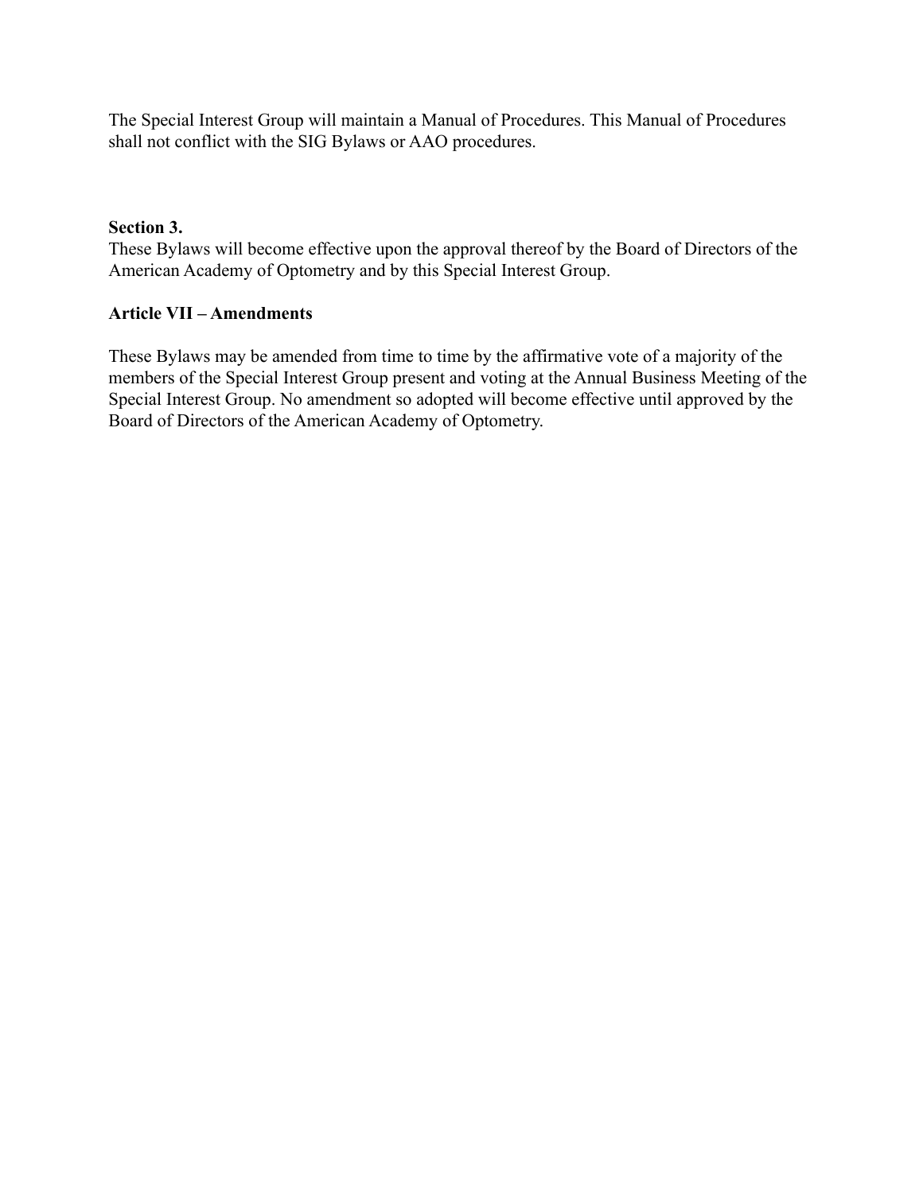The Special Interest Group will maintain a Manual of Procedures. This Manual of Procedures shall not conflict with the SIG Bylaws or AAO procedures.

**Section 3.**

These Bylaws will become effective upon the approval thereof by the Board of Directors of the American Academy of Optometry and by this Special Interest Group.

**Article VII – Amendments**

These Bylaws may be amended from time to time by the affirmative vote of a majority of the members of the Special Interest Group present and voting at the Annual Business Meeting of the Special Interest Group. No amendment so adopted will become effective until approved by the Board of Directors of the American Academy of Optometry.